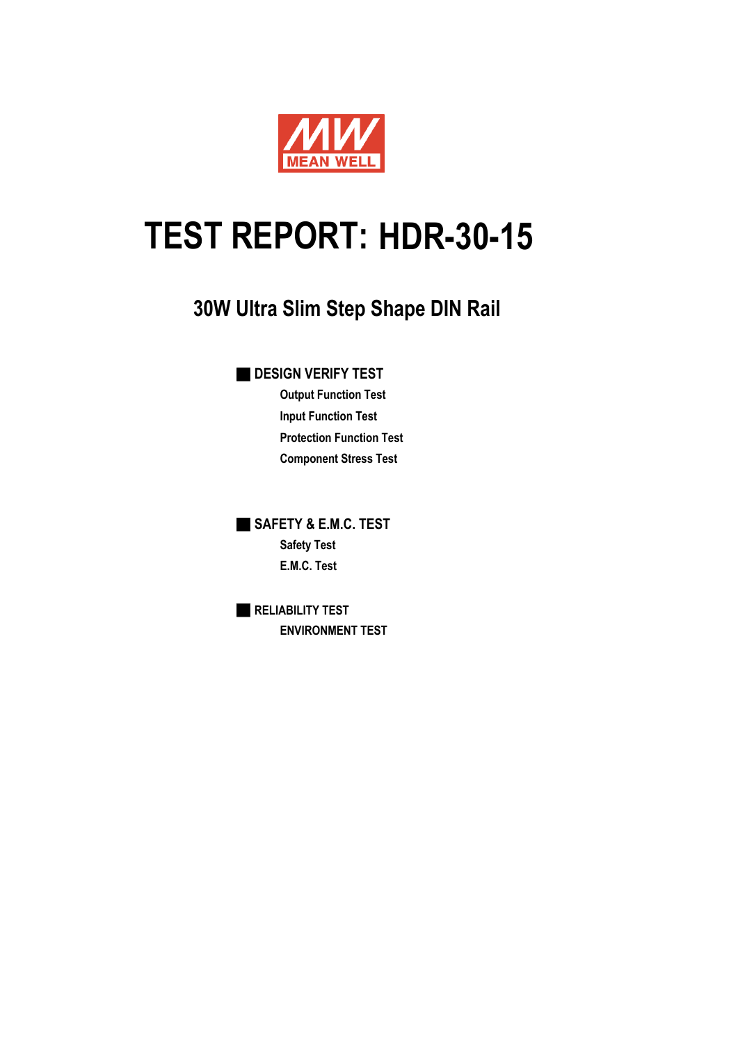MEAN WELL

# TEST REPORT: HDR-30-15

## 30W Ultra Slim Step Shape DIN Rail

### DESIGN VERIFY TEST

- Output Function Test
- Input Function Test
- Protection Function Test
- Component Stress Test

### SAFETY & E.M.C. TEST

- Safety Test
- E.M.C. Test

### RELIABILITY TEST

- ENVIRONMENT TEST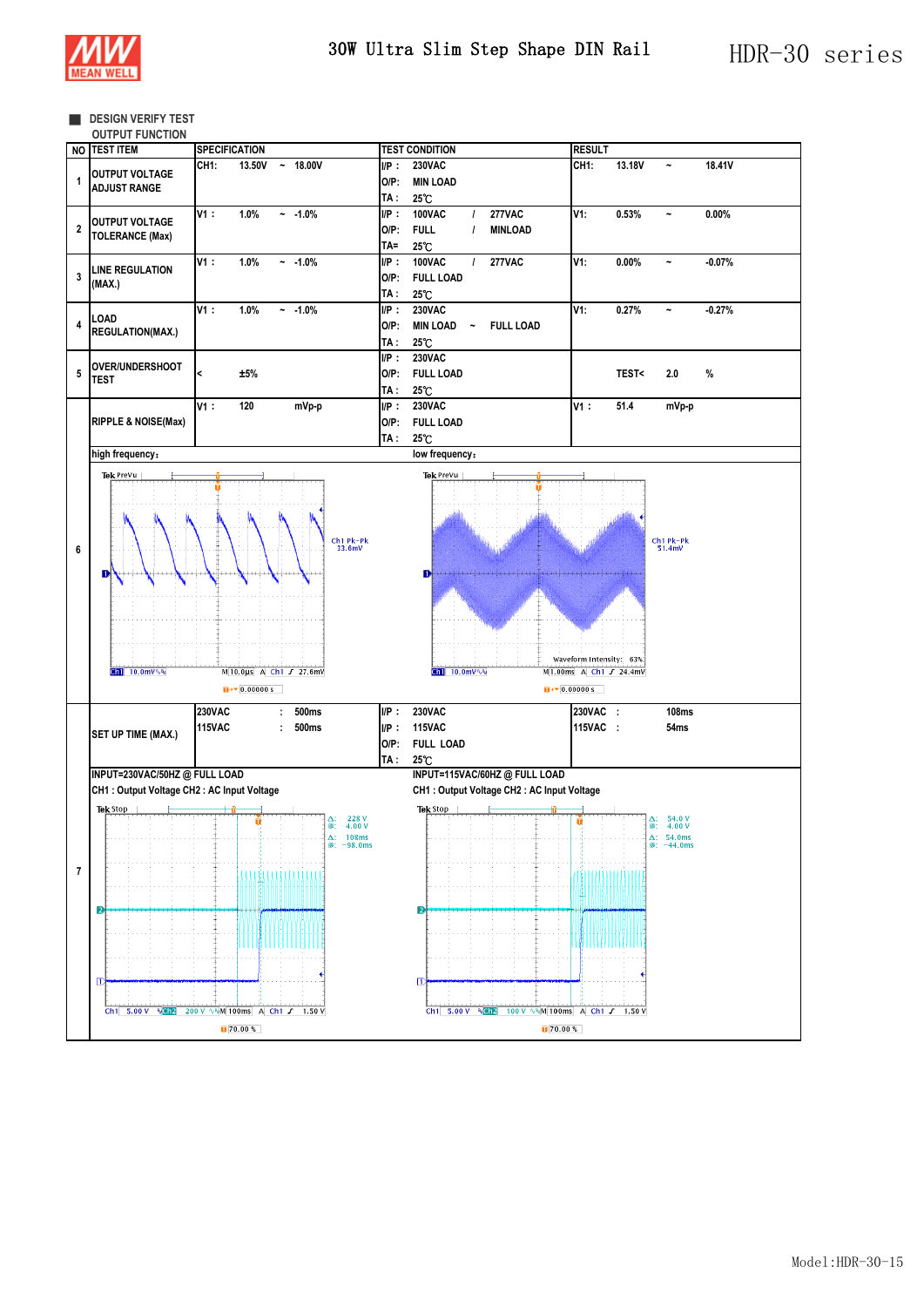## DESIGN VERIFY TEST

OUTPUT FUNCTION

| NO | TEST ITEM | SPECIFICATION | TEST CONDITION | RESULT |
|---|---|---|---|---|
| 1 | OUTPUT VOLTAGE ADJUST RANGE | CH1: 13.50V ~ 18.00V | I/P : 230VAC<br>O/P: MIN LOAD<br>TA : 25℃ | CH1: 13.18V ~ 18.41V |
| 2 | OUTPUT VOLTAGE TOLERANCE (Max) | V1 : 1.0% ~ -1.0% | I/P : 100VAC / 277VAC<br>O/P: FULL / MINLOAD<br>TA= 25℃ | V1: 0.53% ~ 0.00% |
| 3 | LINE REGULATION (MAX.) | V1 : 1.0% ~ -1.0% | I/P : 100VAC / 277VAC<br>O/P: FULL LOAD<br>TA : 25℃ | V1: 0.00% ~ -0.07% |
| 4 | LOAD REGULATION(MAX.) | V1 : 1.0% ~ -1.0% | I/P : 230VAC<br>O/P: MIN LOAD ~ FULL LOAD<br>TA : 25℃ | V1: 0.27% ~ -0.27% |
| 5 | OVER/UNDERSHOOT TEST | < ±5% | I/P : 230VAC<br>O/P: FULL LOAD<br>TA : 25℃ | TEST< 2.0 % |
| 6 | RIPPLE & NOISE(Max) | V1 : 120 mVp-p | I/P : 230VAC<br>O/P: FULL LOAD<br>TA : 25℃ | V1 : 51.4 mVp-p |
| 7 | SET UP TIME (MAX.) | 230VAC : 500ms<br>115VAC : 500ms | I/P : 230VAC<br>I/P : 115VAC<br>O/P: FULL LOAD<br>TA : 25℃ | 230VAC : 108ms<br>115VAC : 54ms |

Ripple & noise — high frequency: Ch1 Pk-Pk 33.6mV (Ch1 10.0mV, M 10.0µs, A Ch1 27.6mV); low frequency: Ch1 Pk-Pk 51.4mV (Ch1 10.0mV, M 1.00ms, A Ch1 24.4mV)

Set up time:

INPUT=230VAC/50HZ @ FULL LOAD
CH1 : Output Voltage CH2 : AC Input Voltage
(Δ: 228 V, @: 4.00 V; Δ: 108ms, @: -98.0ms; Ch1 5.00 V, Ch2 200 V, M 100ms, A Ch1 1.50 V)

INPUT=115VAC/60HZ @ FULL LOAD
CH1 : Output Voltage CH2 : AC Input Voltage
(Δ: 54.0 V, @: 4.00 V; Δ: 54.0ms, @: -44.0ms; Ch1 5.00 V, Ch2 100 V, M 100ms, A Ch1 1.50 V)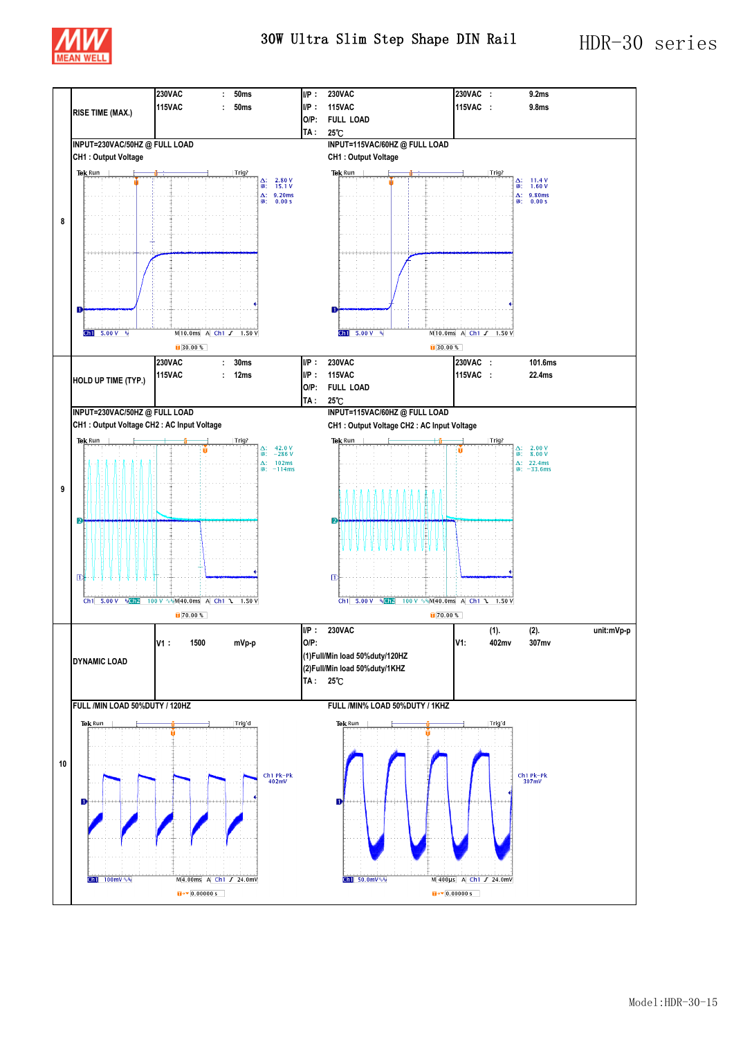# 30W Ultra Slim Step Shape DIN Rail — HDR-30 series

| No. | Item | Spec | | Test Condition | Result |
|---|---|---|---|---|---|
| 8 | RISE TIME (MAX.) | 230VAC : 50ms<br>115VAC : 50ms | | I/P : 230VAC<br>I/P : 115VAC<br>O/P: FULL LOAD<br>TA : 25℃ | 230VAC : 9.2ms<br>115VAC : 9.8ms |

**INPUT=230VAC/50HZ @ FULL LOAD**
CH1 : Output Voltage

Δ: 2.80 V, @: 15.1 V; Δ: 9.20ms, @: 0.00 s; Ch1 5.00 V; M 10.0ms; A Ch1 ⨍ 1.50 V; 30.00 %

**INPUT=115VAC/60HZ @ FULL LOAD**
CH1 : Output Voltage

Δ: 11.4 V, @: 1.60 V; Δ: 9.80ms, @: 0.00 s; Ch1 5.00 V; M 10.0ms; A Ch1 ⨍ 1.50 V; 30.00 %

| No. | Item | Spec | | Test Condition | Result |
|---|---|---|---|---|---|
| 9 | HOLD UP TIME (TYP.) | 230VAC : 30ms<br>115VAC : 12ms | | I/P : 230VAC<br>I/P : 115VAC<br>O/P: FULL LOAD<br>TA : 25℃ | 230VAC : 101.6ms<br>115VAC : 22.4ms |

**INPUT=230VAC/50HZ @ FULL LOAD**
CH1 : Output Voltage CH2 : AC Input Voltage

Δ: 42.0 V, @: −286 V; Δ: 102ms, @: −114ms; Ch1 5.00 V; Ch2 100 V; M 40.0ms; A Ch1 ⟍ 1.50 V; 70.00 %

**INPUT=115VAC/60HZ @ FULL LOAD**
CH1 : Output Voltage CH2 : AC Input Voltage

Δ: 2.00 V, @: 8.00 V; Δ: 22.4ms, @: −33.6ms; Ch1 5.00 V; Ch2 100 V; M 40.0ms; A Ch1 ⟍ 1.50 V; 70.00 %

| No. | Item | Spec | Test Condition | Result |
|---|---|---|---|---|
| 10 | DYNAMIC LOAD | V1 : 1500 mVp-p | I/P : 230VAC<br>O/P:<br>(1)Full/Min load 50%duty/120HZ<br>(2)Full/Min load 50%duty/1KHZ<br>TA : 25℃ | unit:mVp-p<br>V1: (1). 402mv (2). 307mv |

**FULL /MIN LOAD 50%DUTY / 120HZ**

Ch1 Pk−Pk 402mV; Ch1 100mV; M 4.00ms; A Ch1 ⨍ 24.0mV; 0.00000 s

**FULL /MIN% LOAD 50%DUTY / 1KHZ**

Ch1 Pk−Pk 307mV; Ch1 50.0mV; M 400µs; A Ch1 ⨍ 24.0mV; 0.00000 s

Model:HDR-30-15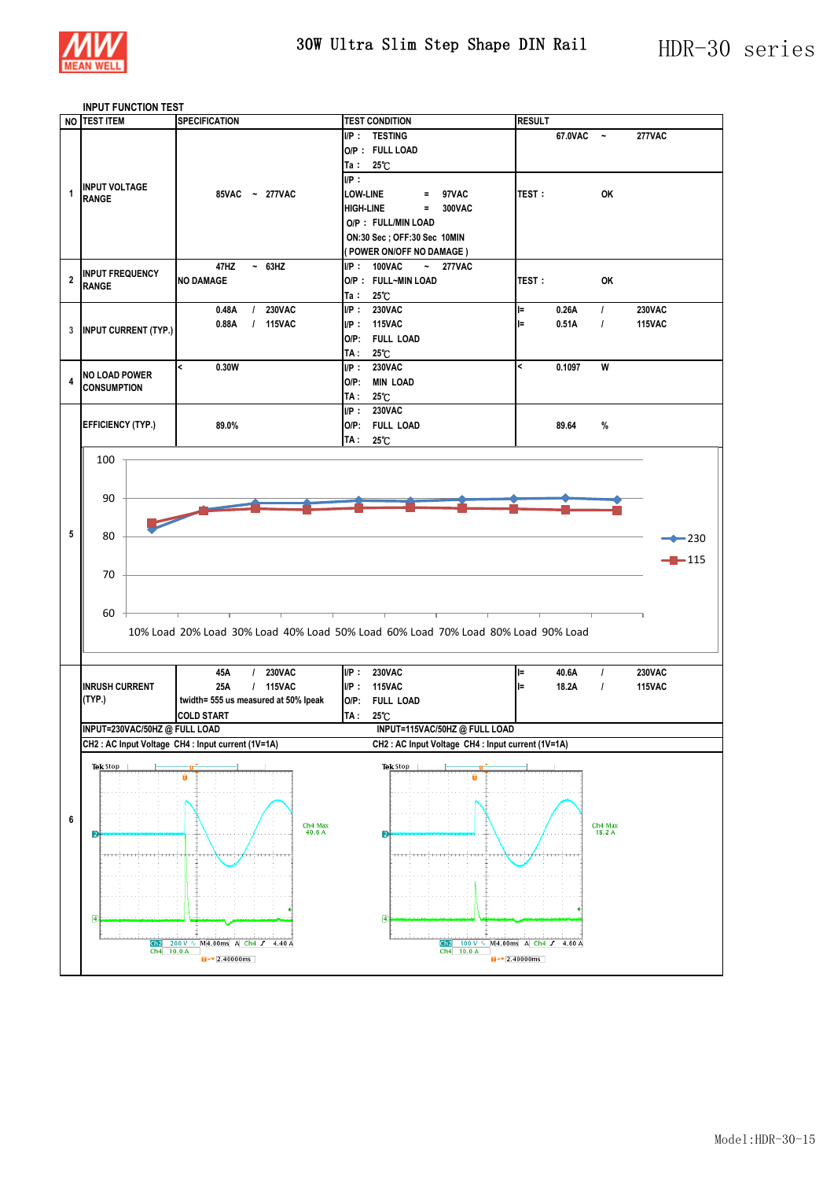## INPUT FUNCTION TEST

| NO | TEST ITEM | SPECIFICATION | TEST CONDITION | RESULT |
|---|---|---|---|---|
| 1 | INPUT VOLTAGE RANGE | 85VAC ~ 277VAC | I/P : TESTING<br>O/P : FULL LOAD<br>Ta : 25℃ | 67.0VAC ~ 277VAC |
| | | | I/P :<br>LOW-LINE = 97VAC<br>HIGH-LINE = 300VAC<br>O/P : FULL/MIN LOAD<br>ON:30 Sec ; OFF:30 Sec 10MIN<br>( POWER ON/OFF NO DAMAGE ) | TEST : OK |
| 2 | INPUT FREQUENCY RANGE | 47HZ ~ 63HZ<br>NO DAMAGE | I/P : 100VAC ~ 277VAC<br>O/P : FULL~MIN LOAD<br>Ta : 25℃ | TEST : OK |
| 3 | INPUT CURRENT (TYP.) | 0.48A / 230VAC<br>0.88A / 115VAC | I/P : 230VAC<br>I/P : 115VAC<br>O/P: FULL LOAD<br>TA : 25℃ | I= 0.26A / 230VAC<br>I= 0.51A / 115VAC |
| 4 | NO LOAD POWER CONSUMPTION | < 0.30W | I/P : 230VAC<br>O/P: MIN LOAD<br>TA : 25℃ | < 0.1097 W |
| 5 | EFFICIENCY (TYP.) | 89.0% | I/P : 230VAC<br>O/P: FULL LOAD<br>TA : 25℃ | 89.64 % |
| 6 | INRUSH CURRENT (TYP.) | 45A / 230VAC<br>25A / 115VAC<br>twidth= 555 us measured at 50% Ipeak<br>COLD START | I/P : 230VAC<br>I/P : 115VAC<br>O/P: FULL LOAD<br>TA : 25℃ | I= 40.6A / 230VAC<br>I= 18.2A / 115VAC |

Efficiency chart (series: 230, 115; X axis: 10% Load, 20% Load, 30% Load, 40% Load, 50% Load, 60% Load, 70% Load, 80% Load, 90% Load; Y axis: 60–100)

INPUT=230VAC/50HZ @ FULL LOAD
CH2 : AC Input Voltage CH4 : Input current (1V=1A)

Tek Stop — Ch4 Max 40.6 A — Ch2 200 V, M4.00ms, A Ch4 ∫ 4.40 A, Ch4 10.0 A, 2.40000ms

INPUT=115VAC/50HZ @ FULL LOAD
CH2 : AC Input Voltage CH4 : Input current (1V=1A)

Tek Stop — Ch4 Max 18.2 A — Ch2 100 V, M4.00ms, A Ch4 ∫ 4.60 A, Ch4 10.0 A, 2.40000ms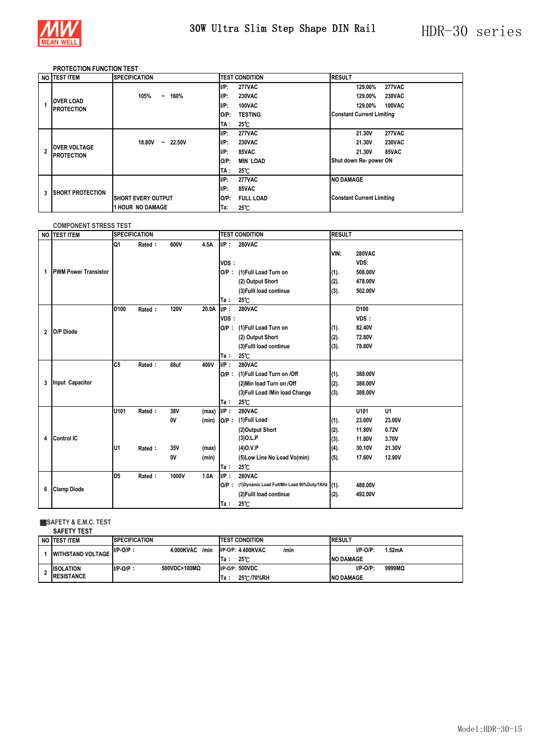### PROTECTION FUNCTION TEST

| NO | TEST ITEM | SPECIFICATION | TEST CONDITION | RESULT |
|---|---|---|---|---|
| 1 | OVER LOAD PROTECTION | 105% ~ 160% | I/P: 277VAC<br>I/P: 230VAC<br>I/P: 100VAC<br>O/P: TESTING<br>TA : 25℃ | 129.00% 277VAC<br>129.00% 230VAC<br>129.00% 100VAC<br>Constant Current Limiting |
| 2 | OVER VOLTAGE PROTECTION | 18.80V ~ 22.50V | I/P: 277VAC<br>I/P: 230VAC<br>I/P: 85VAC<br>O/P: MIN LOAD<br>TA : 25℃ | 21.30V 277VAC<br>21.30V 230VAC<br>21.30V 85VAC<br>Shut down Re- power ON |
| 3 | SHORT PROTECTION | SHORT EVERY OUTPUT<br>1 HOUR NO DAMAGE | I/P: 277VAC<br>I/P: 85VAC<br>O/P: FULL LOAD<br>Ta: 25℃ | NO DAMAGE<br>Constant Current Limiting |

### COMPONENT STRESS TEST

| NO | TEST ITEM | SPECIFICATION | TEST CONDITION | RESULT |
|---|---|---|---|---|
| 1 | PWM Power Transistor | Q1 Rated : 600V 4.5A | I/P : 280VAC<br>VDS :<br>O/P : (1)Full Load Turn on<br>(2) Output Short<br>(3)Fulll load continue<br>Ta : 25℃ | VIN: 280VAC<br>VDS:<br>(1). 508.00V<br>(2). 478.00V<br>(3). 502.00V |
| 2 | O/P Diode | D100 Rated : 120V 20.0A | I/P : 280VAC<br>VDS :<br>O/P : (1)Full Load Turn on<br>(2) Output Short<br>(3)Fulll load continue<br>Ta : 25℃ | D100<br>VDS :<br>(1). 82.40V<br>(2). 72.80V<br>(3). 78.80V |
| 3 | Input Capacitor | C5 Rated : 68uf 400V | I/P : 280VAC<br>O/P : (1)Full Load Turn on /Off<br>(2)Min load Turn on /Off<br>(3)Full Load /Min load Change<br>Ta : 25℃ | (1). 388.00V<br>(2). 388.00V<br>(3). 388.00V |
| 4 | Control IC | U101 Rated : 38V (max) 0V (min)<br>U1 Rated : 35V (max) 0V (min) | I/P : 280VAC<br>O/P : (1)Full Load<br>(2)Output Short<br>(3)O.L.P<br>(4)O.V.P<br>(5)Low Line No Load Vo(min)<br>Ta : 25℃ | U101 U1<br>(1). 23.00V 23.00V<br>(2). 11.80V 0.72V<br>(3). 11.80V 3.70V<br>(4). 30.10V 21.30V<br>(5). 17.60V 12.90V |
| 6 | Clamp Diode | D5 Rated : 1000V 1.0A | I/P : 280VAC<br>O/P : (1)Dynamic Load Full/Min Load 90%Duty/1KHz<br>(2)Fulll load continue<br>Ta : 25℃ | (1). 488.00V<br>(2). 492.00V |

## ■SAFETY & E.M.C. TEST

### SAFETY TEST

| NO | TEST ITEM | SPECIFICATION | TEST CONDITION | RESULT |
|---|---|---|---|---|
| 1 | WITHSTAND VOLTAGE | I/P-O/P : 4.000KVAC /min | I/P-O/P: 4.400KVAC /min<br>Ta : 25℃ | I/P-O/P: 1.52mA<br>NO DAMAGE |
| 2 | ISOLATION RESISTANCE | I/P-O/P : 500VDC>100MΩ | I/P-O/P: 500VDC<br>Ta : 25℃/70%RH | I/P-O/P: 9999MΩ<br>NO DAMAGE |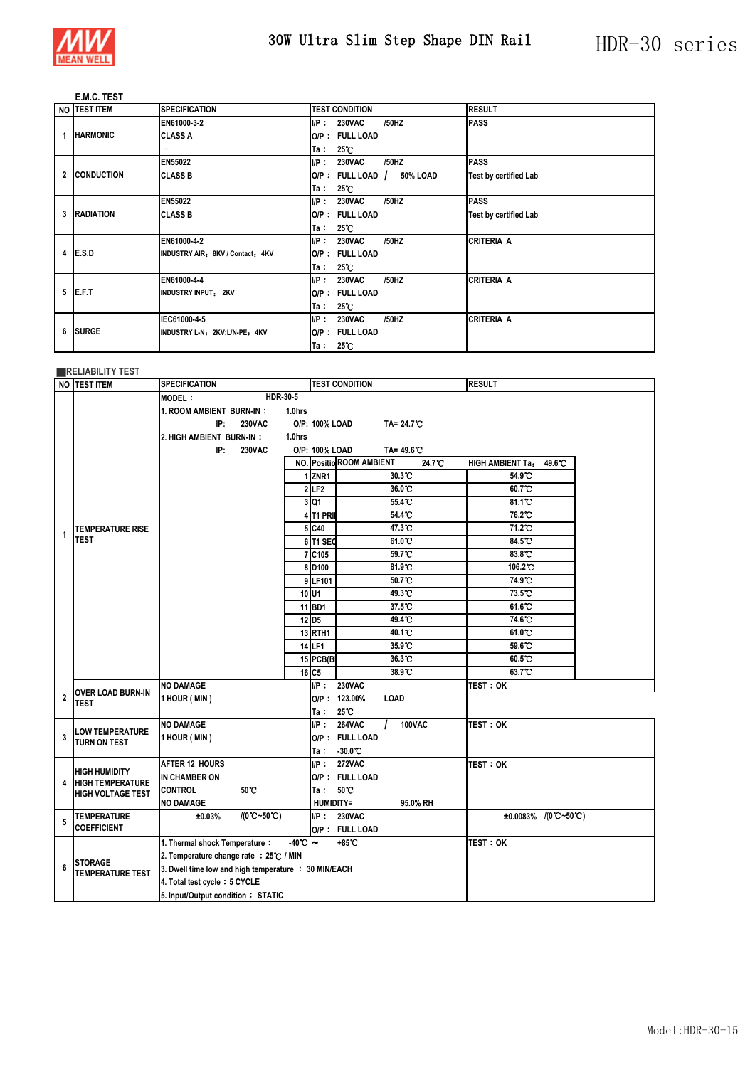## E.M.C. TEST

| NO | TEST ITEM | SPECIFICATION | TEST CONDITION | RESULT |
|---|---|---|---|---|
| 1 | HARMONIC | EN61000-3-2<br>CLASS A | I/P： 230VAC /50HZ<br>O/P： FULL LOAD<br>Ta： 25℃ | PASS |
| 2 | CONDUCTION | EN55022<br>CLASS B | I/P： 230VAC /50HZ<br>O/P： FULL LOAD / 50% LOAD<br>Ta： 25℃ | PASS<br>Test by certified Lab |
| 3 | RADIATION | EN55022<br>CLASS B | I/P： 230VAC /50HZ<br>O/P： FULL LOAD<br>Ta： 25℃ | PASS<br>Test by certified Lab |
| 4 | E.S.D | EN61000-4-2<br>INDUSTRY AIR：8KV / Contact：4KV | I/P： 230VAC /50HZ<br>O/P： FULL LOAD<br>Ta： 25℃ | CRITERIA A |
| 5 | E.F.T | EN61000-4-4<br>INDUSTRY INPUT：2KV | I/P： 230VAC /50HZ<br>O/P： FULL LOAD<br>Ta： 25℃ | CRITERIA A |
| 6 | SURGE | IEC61000-4-5<br>INDUSTRY L-N：2KV;L/N-PE：4KV | I/P： 230VAC /50HZ<br>O/P： FULL LOAD<br>Ta： 25℃ | CRITERIA A |

## RELIABILITY TEST

| NO | TEST ITEM | SPECIFICATION | TEST CONDITION | RESULT |
|---|---|---|---|---|
| 1 | TEMPERATURE RISE TEST | MODEL： HDR-30-5<br>1. ROOM AMBIENT BURN-IN： 1.0hrs<br>IP: 230VAC O/P: 100% LOAD TA= 24.7℃<br>2. HIGH AMBIENT BURN-IN： 1.0hrs<br>IP: 230VAC O/P: 100% LOAD TA= 49.6℃ | | |

| NO. | Position | ROOM AMBIENT 24.7℃ | HIGH AMBIENT Ta： 49.6℃ |
|---|---|---|---|
| 1 | ZNR1 | 30.3℃ | 54.9℃ |
| 2 | LF2 | 36.0℃ | 60.7℃ |
| 3 | Q1 | 55.4℃ | 81.1℃ |
| 4 | T1 PRI | 54.4℃ | 76.2℃ |
| 5 | C40 | 47.3℃ | 71.2℃ |
| 6 | T1 SEC | 61.0℃ | 84.5℃ |
| 7 | C105 | 59.7℃ | 83.8℃ |
| 8 | D100 | 81.9℃ | 106.2℃ |
| 9 | LF101 | 50.7℃ | 74.9℃ |
| 10 | U1 | 49.3℃ | 73.5℃ |
| 11 | BD1 | 37.5℃ | 61.6℃ |
| 12 | D5 | 49.4℃ | 74.6℃ |
| 13 | RTH1 | 40.1℃ | 61.0℃ |
| 14 | LF1 | 35.9℃ | 59.6℃ |
| 15 | PCB(B) | 36.3℃ | 60.5℃ |
| 16 | C5 | 38.9℃ | 63.7℃ |

| NO | TEST ITEM | SPECIFICATION | TEST CONDITION | RESULT |
|---|---|---|---|---|
| 2 | OVER LOAD BURN-IN TEST | NO DAMAGE<br>1 HOUR ( MIN ) | I/P： 230VAC<br>O/P： 123.00% LOAD<br>Ta： 25℃ | TEST：OK |
| 3 | LOW TEMPERATURE TURN ON TEST | NO DAMAGE<br>1 HOUR ( MIN ) | I/P： 264VAC / 100VAC<br>O/P： FULL LOAD<br>Ta： -30.0℃ | TEST：OK |
| 4 | HIGH HUMIDITY HIGH TEMPERATURE HIGH VOLTAGE TEST | AFTER 12 HOURS<br>IN CHAMBER ON<br>CONTROL 50℃<br>NO DAMAGE | I/P： 272VAC<br>O/P： FULL LOAD<br>Ta： 50℃<br>HUMIDITY= 95.0% RH | TEST：OK |
| 5 | TEMPERATURE COEFFICIENT | ±0.03% /(0℃~50℃) | I/P： 230VAC<br>O/P： FULL LOAD | ±0.0083% /(0℃~50℃) |
| 6 | STORAGE TEMPERATURE TEST | 1. Thermal shock Temperature： -40℃ ~ +85℃<br>2. Temperature change rate ：25℃ / MIN<br>3. Dwell time low and high temperature ： 30 MIN/EACH<br>4. Total test cycle：5 CYCLE<br>5. Input/Output condition： STATIC | | TEST：OK |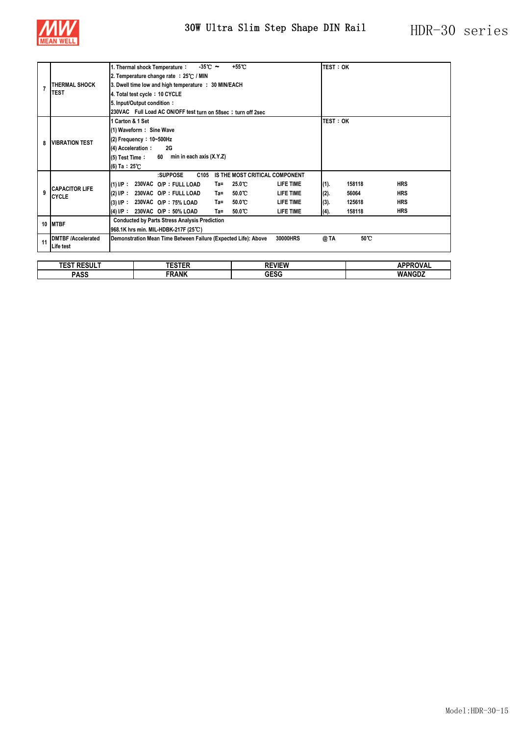| | | | |
|---|---|---|---|
| 7 | THERMAL SHOCK TEST | 1. Thermal shock Temperature : -35℃ ~ +55℃<br>2. Temperature change rate ：25℃ / MIN<br>3. Dwell time low and high temperature ： 30 MIN/EACH<br>4. Total test cycle：10 CYCLE<br>5. Input/Output condition：<br>230VAC Full Load AC ON/OFF test turn on 58sec；turn off 2sec | TEST：OK |
| 8 | VIBRATION TEST | 1 Carton & 1 Set<br>(1) Waveform： Sine Wave<br>(2) Frequency：10~500Hz<br>(4) Acceleration： 2G<br>(5) Test Time： 60 min in each axis (X.Y.Z)<br>(6) Ta：25℃ | TEST：OK |
| 9 | CAPACITOR LIFE CYCLE | :SUPPOSE C105 IS THE MOST CRITICAL COMPONENT<br>(1) I/P： 230VAC O/P：FULL LOAD Ta= 25.0℃ LIFE TIME<br>(2) I/P： 230VAC O/P：FULL LOAD Ta= 50.0℃ LIFE TIME<br>(3) I/P： 230VAC O/P：75% LOAD Ta= 50.0℃ LIFE TIME<br>(4) I/P： 230VAC O/P：50% LOAD Ta= 50.0℃ LIFE TIME | <br>(1). 158118 HRS<br>(2). 56064 HRS<br>(3). 125618 HRS<br>(4). 158118 HRS |
| 10 | MTBF | Conducted by Parts Stress Analysis Prediction<br>968.1K hrs min. MIL-HDBK-217F (25℃) | |
| 11 | DMTBF /Accelerated Life test | Demonstration Mean Time Between Failure (Expected Life): Above 30000HRS | @TA 50℃ |

| TEST RESULT | TESTER | REVIEW | APPROVAL |
|---|---|---|---|
| PASS | FRANK | GESG | WANGDZ |